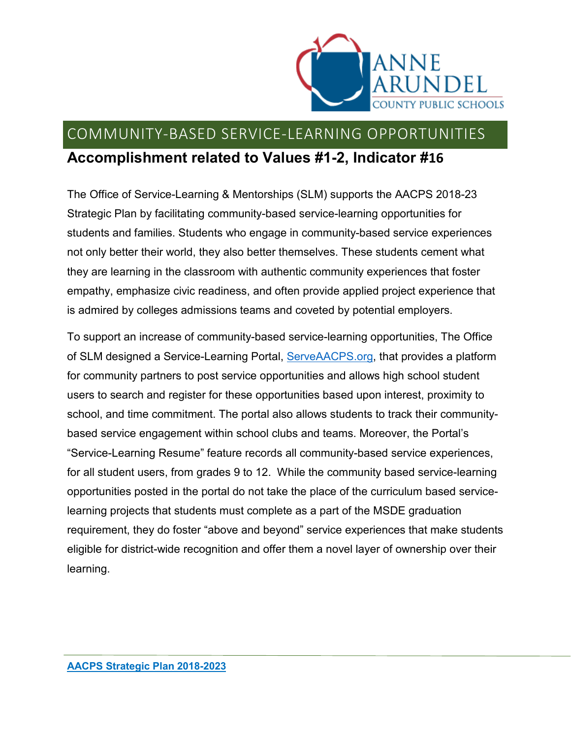# COMMUNITY-BASED SERVICE-LEARNING OPPORTUNITIES

## Accomplishment related to Values #1-2, Indicator #16

The Office of Service-Learning & Mentorships (SLM) supports the AACPS 2018-23 Strategic Plan by facilitating community-based service-learning opportunities for students and families. Students who engage in community-based service experiences not only better their world, they also better themselves. These students cement what they are learning in the classroom with authentic community experiences that foster empathy, emphasize civic readiness, and often provide applied project experience that is admired by colleges admissions teams and coveted by potential employers.

To support an increase of community-based service-learning opportunities, The Office of SLM designed a Service-Learning Portal, [ServeAACPS.org](ServeAACPS.org), that provides a platform for community partners to post service opportunities and allows high school student users to search and register for these opportunities based upon interest, proximity to school, and time commitment. The portal also allows students to track their community-based service engagement within school clubs and teams. Moreover, the Portal's "Service-Learning Resume" feature records all community-based service experiences, for all student users, from grades 9 to 12. While the community based service-learning opportunities posted in the portal do not take the place of the curriculum based service-learning projects that students must complete as a part of the MSDE graduation requirement, they do foster "above and beyond" service experiences that make students eligible for district-wide recognition and offer them a novel layer of ownership over their learning.

**[AACPS Strategic Plan 2018-2023]()**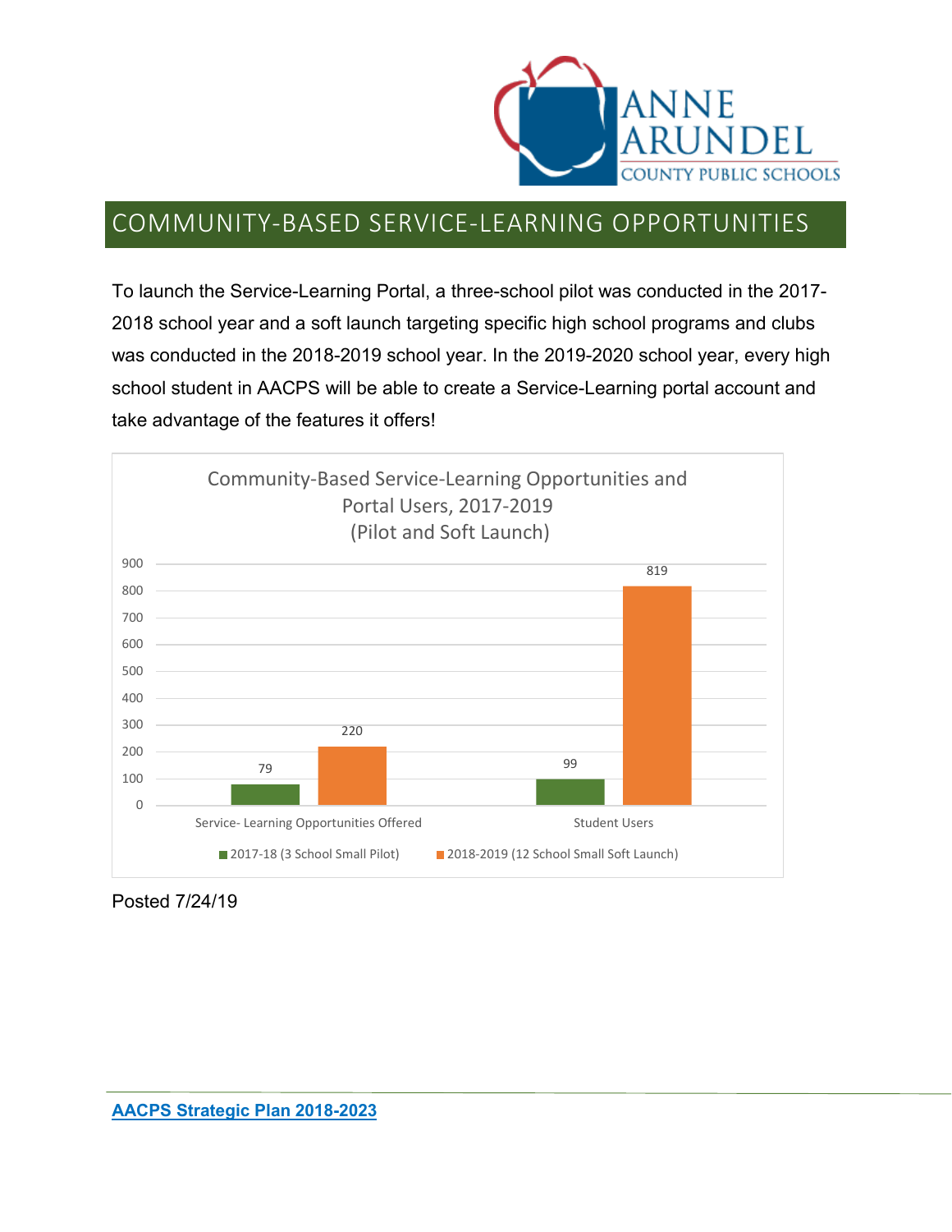ANNE ARUNDEL COUNTY PUBLIC SCHOOLS

## COMMUNITY-BASED SERVICE-LEARNING OPPORTUNITIES

To launch the Service-Learning Portal, a three-school pilot was conducted in the 2017-2018 school year and a soft launch targeting specific high school programs and clubs was conducted in the 2018-2019 school year. In the 2019-2020 school year, every high school student in AACPS will be able to create a Service-Learning portal account and take advantage of the features it offers!

Community-Based Service-Learning Opportunities and Portal Users, 2017-2019
(Pilot and Soft Launch)

900
800
700
600
500
400
300
200
100
0

79
220
99
819

Service- Learning Opportunities Offered
Student Users

2017-18 (3 School Small Pilot)
2018-2019 (12 School Small Soft Launch)

Posted 7/24/19

[AACPS Strategic Plan 2018-2023]